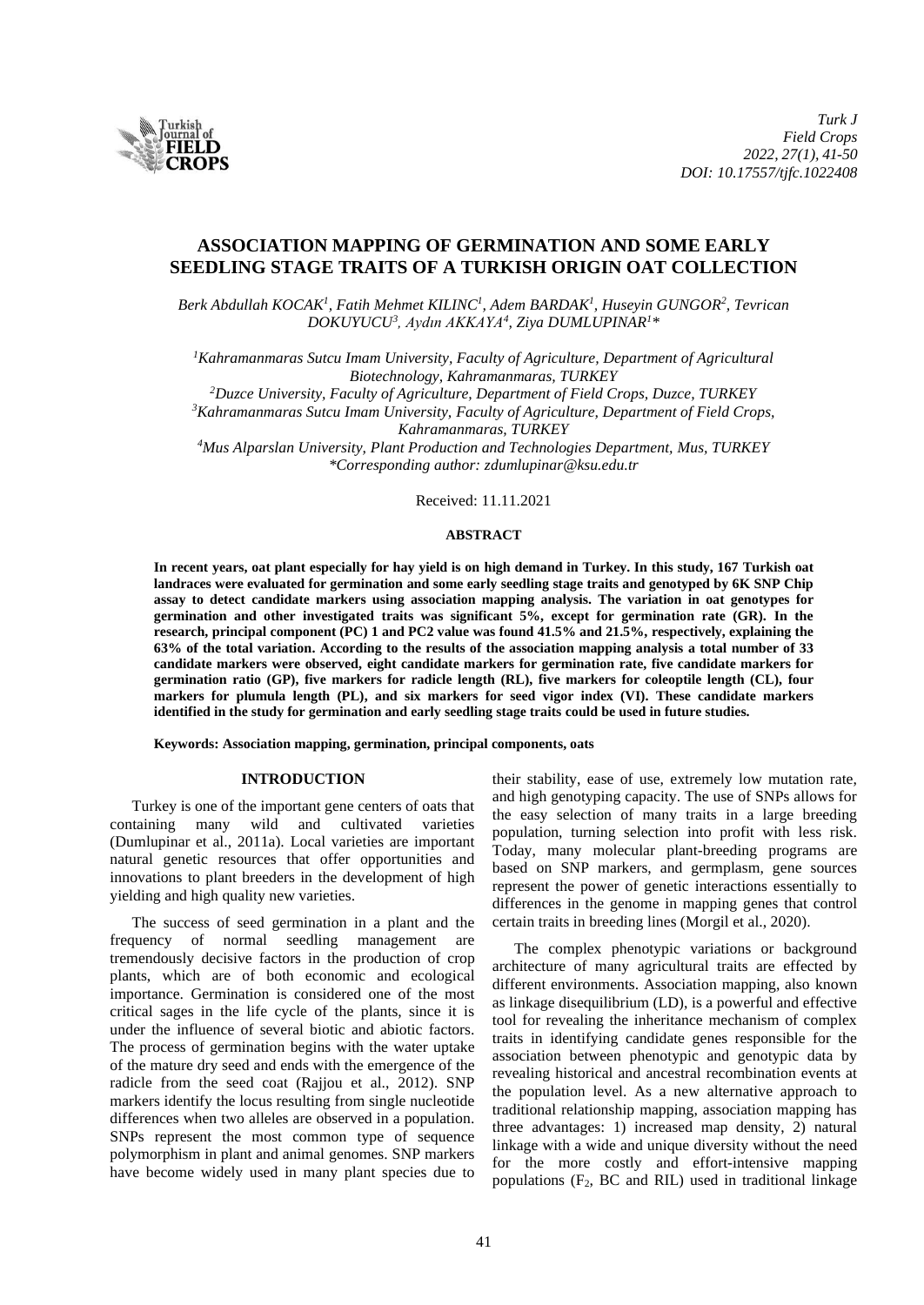# ASSOCIATION MAPPING OF GERMINATION AND SOME EARLY SEEDLING STAGE TRAITS OF A TURKISH ORIGIN OAT COLLECTION

*Berk Abdullah KOCAK[1], Fatih Mehmet KILINC[1], Adem BARDAK[1], Huseyin GUNGOR[2], Tevrican DOKUYUCU[3], Aydın AKKAYA[4], Ziya DUMLUPINAR[1]\**

*[1]Kahramanmaras Sutcu Imam University, Faculty of Agriculture, Department of Agricultural Biotechnology, Kahramanmaras, TURKEY*
*[2]Duzce University, Faculty of Agriculture, Department of Field Crops, Duzce, TURKEY*
*[3]Kahramanmaras Sutcu Imam University, Faculty of Agriculture, Department of Field Crops, Kahramanmaras, TURKEY*
*[4]Mus Alparslan University, Plant Production and Technologies Department, Mus, TURKEY*
*\*Corresponding author: zdumlupinar@ksu.edu.tr*

Received: 11.11.2021

## ABSTRACT

**In recent years, oat plant especially for hay yield is on high demand in Turkey. In this study, 167 Turkish oat landraces were evaluated for germination and some early seedling stage traits and genotyped by 6K SNP Chip assay to detect candidate markers using association mapping analysis. The variation in oat genotypes for germination and other investigated traits was significant 5%, except for germination rate (GR). In the research, principal component (PC) 1 and PC2 value was found 41.5% and 21.5%, respectively, explaining the 63% of the total variation. According to the results of the association mapping analysis a total number of 33 candidate markers were observed, eight candidate markers for germination rate, five candidate markers for germination ratio (GP), five markers for radicle length (RL), five markers for coleoptile length (CL), four markers for plumula length (PL), and six markers for seed vigor index (VI). These candidate markers identified in the study for germination and early seedling stage traits could be used in future studies.**

**Keywords: Association mapping, germination, principal components, oats**

## INTRODUCTION

Turkey is one of the important gene centers of oats that containing many wild and cultivated varieties (Dumlupinar et al., 2011a). Local varieties are important natural genetic resources that offer opportunities and innovations to plant breeders in the development of high yielding and high quality new varieties.

The success of seed germination in a plant and the frequency of normal seedling management are tremendously decisive factors in the production of crop plants, which are of both economic and ecological importance. Germination is considered one of the most critical sages in the life cycle of the plants, since it is under the influence of several biotic and abiotic factors. The process of germination begins with the water uptake of the mature dry seed and ends with the emergence of the radicle from the seed coat (Rajjou et al., 2012). SNP markers identify the locus resulting from single nucleotide differences when two alleles are observed in a population. SNPs represent the most common type of sequence polymorphism in plant and animal genomes. SNP markers have become widely used in many plant species due to their stability, ease of use, extremely low mutation rate, and high genotyping capacity. The use of SNPs allows for the easy selection of many traits in a large breeding population, turning selection into profit with less risk. Today, many molecular plant-breeding programs are based on SNP markers, and germplasm, gene sources represent the power of genetic interactions essentially to differences in the genome in mapping genes that control certain traits in breeding lines (Morgil et al., 2020).

The complex phenotypic variations or background architecture of many agricultural traits are effected by different environments. Association mapping, also known as linkage disequilibrium (LD), is a powerful and effective tool for revealing the inheritance mechanism of complex traits in identifying candidate genes responsible for the association between phenotypic and genotypic data by revealing historical and ancestral recombination events at the population level. As a new alternative approach to traditional relationship mapping, association mapping has three advantages: 1) increased map density, 2) natural linkage with a wide and unique diversity without the need for the more costly and effort-intensive mapping populations ($F_2$, BC and RIL) used in traditional linkage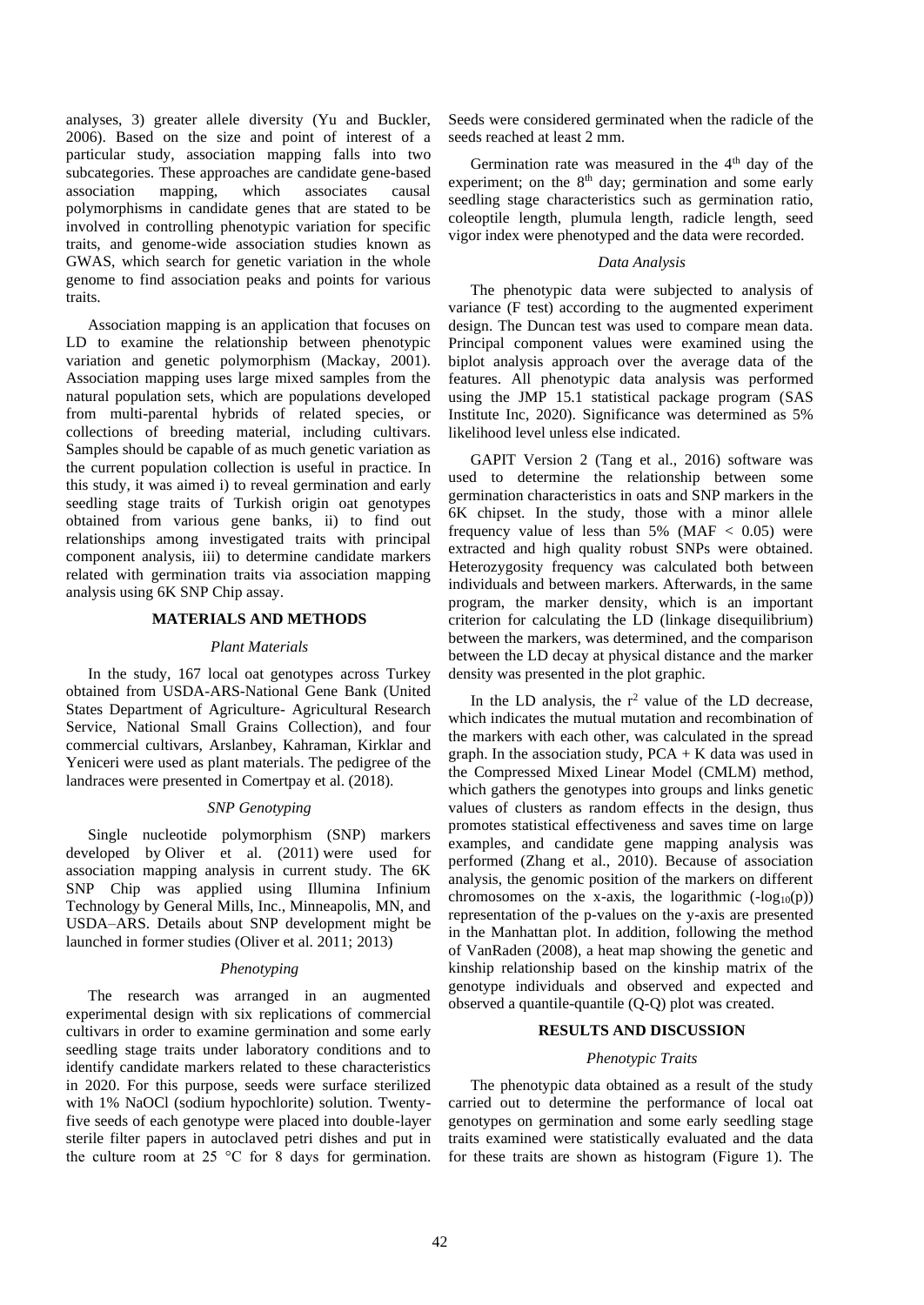analyses, 3) greater allele diversity (Yu and Buckler, 2006). Based on the size and point of interest of a particular study, association mapping falls into two subcategories. These approaches are candidate gene-based association mapping, which associates causal polymorphisms in candidate genes that are stated to be involved in controlling phenotypic variation for specific traits, and genome-wide association studies known as GWAS, which search for genetic variation in the whole genome to find association peaks and points for various traits.

Association mapping is an application that focuses on LD to examine the relationship between phenotypic variation and genetic polymorphism (Mackay, 2001). Association mapping uses large mixed samples from the natural population sets, which are populations developed from multi-parental hybrids of related species, or collections of breeding material, including cultivars. Samples should be capable of as much genetic variation as the current population collection is useful in practice. In this study, it was aimed i) to reveal germination and early seedling stage traits of Turkish origin oat genotypes obtained from various gene banks, ii) to find out relationships among investigated traits with principal component analysis, iii) to determine candidate markers related with germination traits via association mapping analysis using 6K SNP Chip assay.

## MATERIALS AND METHODS

### *Plant Materials*

In the study, 167 local oat genotypes across Turkey obtained from USDA-ARS-National Gene Bank (United States Department of Agriculture- Agricultural Research Service, National Small Grains Collection), and four commercial cultivars, Arslanbey, Kahraman, Kirklar and Yeniceri were used as plant materials. The pedigree of the landraces were presented in Comertpay et al. (2018).

### *SNP Genotyping*

Single nucleotide polymorphism (SNP) markers developed by Oliver et al. (2011) were used for association mapping analysis in current study. The 6K SNP Chip was applied using Illumina Infinium Technology by General Mills, Inc., Minneapolis, MN, and USDA–ARS. Details about SNP development might be launched in former studies (Oliver et al. 2011; 2013)

### *Phenotyping*

The research was arranged in an augmented experimental design with six replications of commercial cultivars in order to examine germination and some early seedling stage traits under laboratory conditions and to identify candidate markers related to these characteristics in 2020. For this purpose, seeds were surface sterilized with 1% NaOCl (sodium hypochlorite) solution. Twenty-five seeds of each genotype were placed into double-layer sterile filter papers in autoclaved petri dishes and put in the culture room at 25 °C for 8 days for germination. Seeds were considered germinated when the radicle of the seeds reached at least 2 mm.

Germination rate was measured in the 4th day of the experiment; on the 8th day; germination and some early seedling stage characteristics such as germination ratio, coleoptile length, plumula length, radicle length, seed vigor index were phenotyped and the data were recorded.

### *Data Analysis*

The phenotypic data were subjected to analysis of variance (F test) according to the augmented experiment design. The Duncan test was used to compare mean data. Principal component values were examined using the biplot analysis approach over the average data of the features. All phenotypic data analysis was performed using the JMP 15.1 statistical package program (SAS Institute Inc, 2020). Significance was determined as 5% likelihood level unless else indicated.

GAPIT Version 2 (Tang et al., 2016) software was used to determine the relationship between some germination characteristics in oats and SNP markers in the 6K chipset. In the study, those with a minor allele frequency value of less than 5% ($MAF < 0.05$) were extracted and high quality robust SNPs were obtained. Heterozygosity frequency was calculated both between individuals and between markers. Afterwards, in the same program, the marker density, which is an important criterion for calculating the LD (linkage disequilibrium) between the markers, was determined, and the comparison between the LD decay at physical distance and the marker density was presented in the plot graphic.

In the LD analysis, the $r^2$ value of the LD decrease, which indicates the mutual mutation and recombination of the markers with each other, was calculated in the spread graph. In the association study, PCA + K data was used in the Compressed Mixed Linear Model (CMLM) method, which gathers the genotypes into groups and links genetic values of clusters as random effects in the design, thus promotes statistical effectiveness and saves time on large examples, and candidate gene mapping analysis was performed (Zhang et al., 2010). Because of association analysis, the genomic position of the markers on different chromosomes on the x-axis, the logarithmic ($-\log_{10}(p)$) representation of the p-values on the y-axis are presented in the Manhattan plot. In addition, following the method of VanRaden (2008), a heat map showing the genetic and kinship relationship based on the kinship matrix of the genotype individuals and observed and expected and observed a quantile-quantile (Q-Q) plot was created.

## RESULTS AND DISCUSSION

### *Phenotypic Traits*

The phenotypic data obtained as a result of the study carried out to determine the performance of local oat genotypes on germination and some early seedling stage traits examined were statistically evaluated and the data for these traits are shown as histogram (Figure 1). The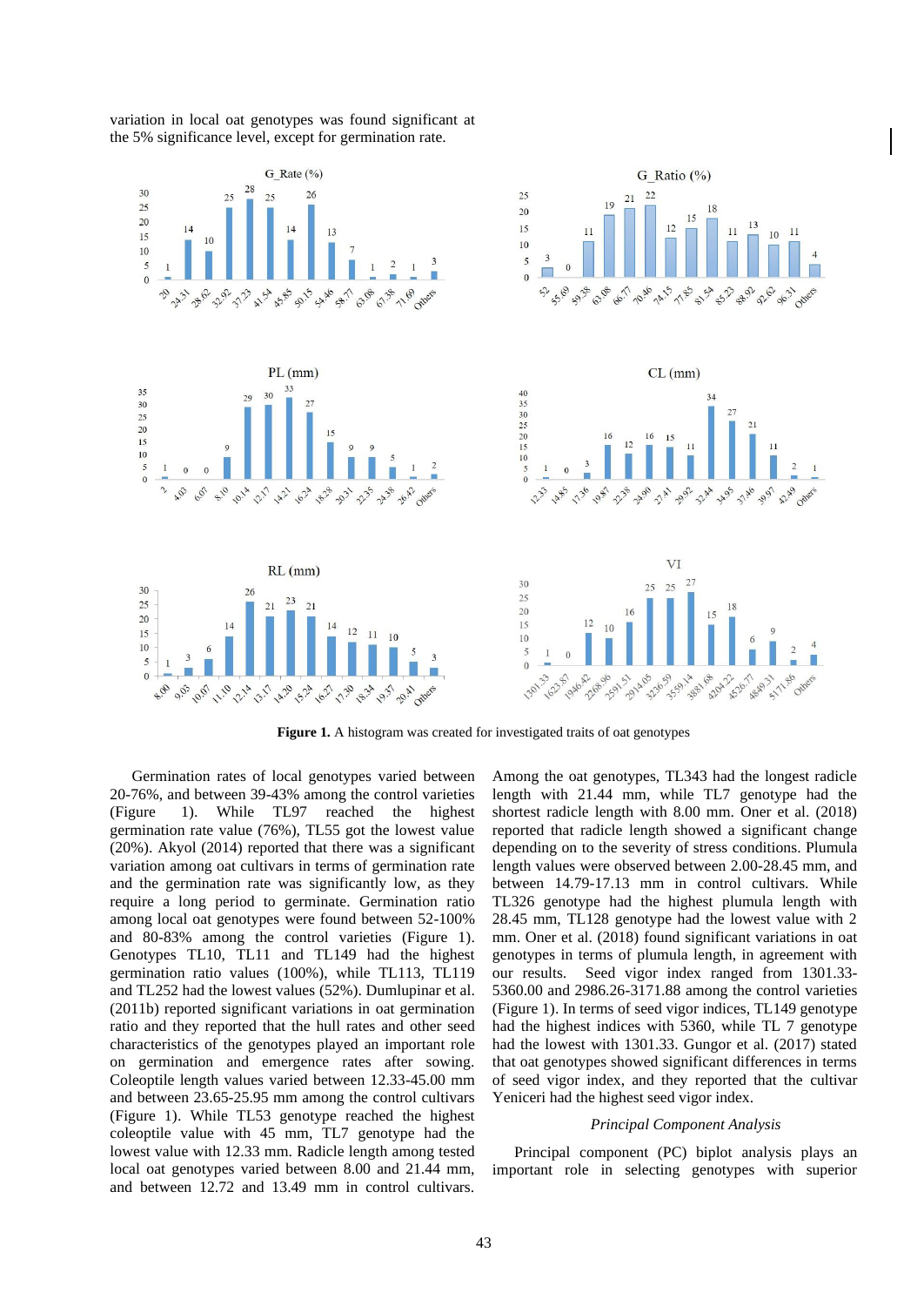variation in local oat genotypes was found significant at the 5% significance level, except for germination rate.

**Figure 1.** A histogram was created for investigated traits of oat genotypes

Germination rates of local genotypes varied between 20-76%, and between 39-43% among the control varieties (Figure 1). While TL97 reached the highest germination rate value (76%), TL55 got the lowest value (20%). Akyol (2014) reported that there was a significant variation among oat cultivars in terms of germination rate and the germination rate was significantly low, as they require a long period to germinate. Germination ratio among local oat genotypes were found between 52-100% and 80-83% among the control varieties (Figure 1). Genotypes TL10, TL11 and TL149 had the highest germination ratio values (100%), while TL113, TL119 and TL252 had the lowest values (52%). Dumlupinar et al. (2011b) reported significant variations in oat germination ratio and they reported that the hull rates and other seed characteristics of the genotypes played an important role on germination and emergence rates after sowing. Coleoptile length values varied between 12.33-45.00 mm and between 23.65-25.95 mm among the control cultivars (Figure 1). While TL53 genotype reached the highest coleoptile value with 45 mm, TL7 genotype had the lowest value with 12.33 mm. Radicle length among tested local oat genotypes varied between 8.00 and 21.44 mm, and between 12.72 and 13.49 mm in control cultivars. Among the oat genotypes, TL343 had the longest radicle length with 21.44 mm, while TL7 genotype had the shortest radicle length with 8.00 mm. Oner et al. (2018) reported that radicle length showed a significant change depending on to the severity of stress conditions. Plumula length values were observed between 2.00-28.45 mm, and between 14.79-17.13 mm in control cultivars. While TL326 genotype had the highest plumula length with 28.45 mm, TL128 genotype had the lowest value with 2 mm. Oner et al. (2018) found significant variations in oat genotypes in terms of plumula length, in agreement with our results. Seed vigor index ranged from 1301.33-5360.00 and 2986.26-3171.88 among the control varieties (Figure 1). In terms of seed vigor indices, TL149 genotype had the highest indices with 5360, while TL 7 genotype had the lowest with 1301.33. Gungor et al. (2017) stated that oat genotypes showed significant differences in terms of seed vigor index, and they reported that the cultivar Yeniceri had the highest seed vigor index.

### *Principal Component Analysis*

Principal component (PC) biplot analysis plays an important role in selecting genotypes with superior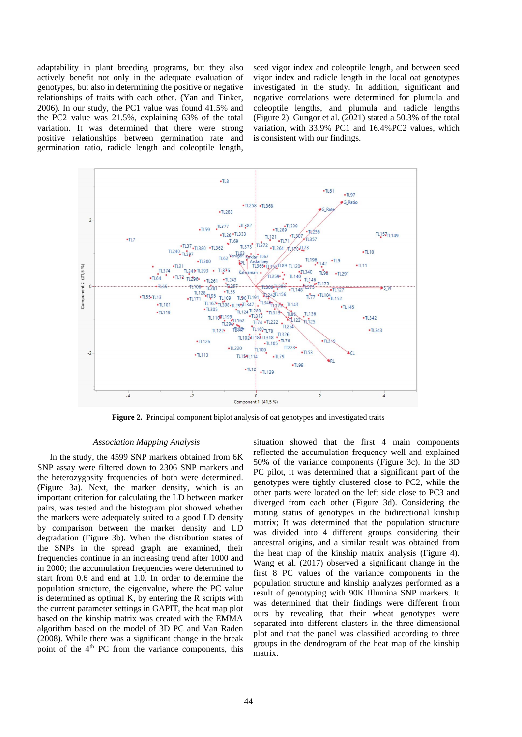adaptability in plant breeding programs, but they also actively benefit not only in the adequate evaluation of genotypes, but also in determining the positive or negative relationships of traits with each other. (Yan and Tinker, 2006). In our study, the PC1 value was found 41.5% and the PC2 value was 21.5%, explaining 63% of the total variation. It was determined that there were strong positive relationships between germination rate and germination ratio, radicle length and coleoptile length, seed vigor index and coleoptile length, and between seed vigor index and radicle length in the local oat genotypes investigated in the study. In addition, significant and negative correlations were determined for plumula and coleoptile lengths, and plumula and radicle lengths (Figure 2). Gungor et al. (2021) stated a 50.3% of the total variation, with 33.9% PC1 and 16.4%PC2 values, which is consistent with our findings.

**Figure 2.** Principal component biplot analysis of oat genotypes and investigated traits

### *Association Mapping Analysis*

In the study, the 4599 SNP markers obtained from 6K SNP assay were filtered down to 2306 SNP markers and the heterozygosity frequencies of both were determined. (Figure 3a). Next, the marker density, which is an important criterion for calculating the LD between marker pairs, was tested and the histogram plot showed whether the markers were adequately suited to a good LD density by comparison between the marker density and LD degradation (Figure 3b). When the distribution states of the SNPs in the spread graph are examined, their frequencies continue in an increasing trend after 1000 and in 2000; the accumulation frequencies were determined to start from 0.6 and end at 1.0. In order to determine the population structure, the eigenvalue, where the PC value is determined as optimal K, by entering the R scripts with the current parameter settings in GAPIT, the heat map plot based on the kinship matrix was created with the EMMA algorithm based on the model of 3D PC and Van Raden (2008). While there was a significant change in the break point of the 4$^{th}$ PC from the variance components, this situation showed that the first 4 main components reflected the accumulation frequency well and explained 50% of the variance components (Figure 3c). In the 3D PC pilot, it was determined that a significant part of the genotypes were tightly clustered close to PC2, while the other parts were located on the left side close to PC3 and diverged from each other (Figure 3d). Considering the mating status of genotypes in the bidirectional kinship matrix; It was determined that the population structure was divided into 4 different groups considering their ancestral origins, and a similar result was obtained from the heat map of the kinship matrix analysis (Figure 4). Wang et al. (2017) observed a significant change in the first 8 PC values of the variance components in the population structure and kinship analyzes performed as a result of genotyping with 90K Illumina SNP markers. It was determined that their findings were different from ours by revealing that their wheat genotypes were separated into different clusters in the three-dimensional plot and that the panel was classified according to three groups in the dendrogram of the heat map of the kinship matrix.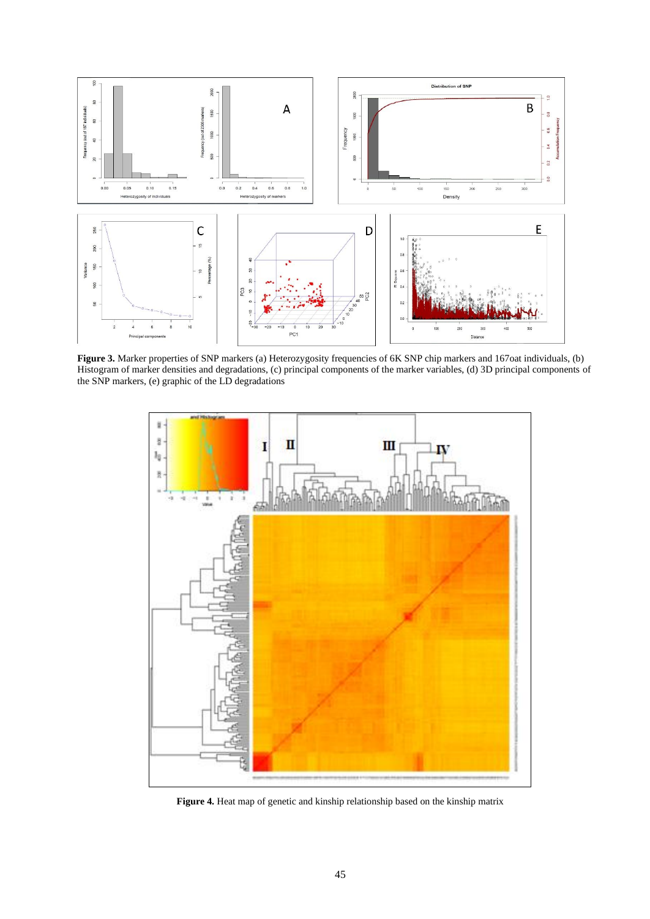**Figure 3.** Marker properties of SNP markers (a) Heterozygosity frequencies of 6K SNP chip markers and 167oat individuals, (b) Histogram of marker densities and degradations, (c) principal components of the marker variables, (d) 3D principal components of the SNP markers, (e) graphic of the LD degradations

**Figure 4.** Heat map of genetic and kinship relationship based on the kinship matrix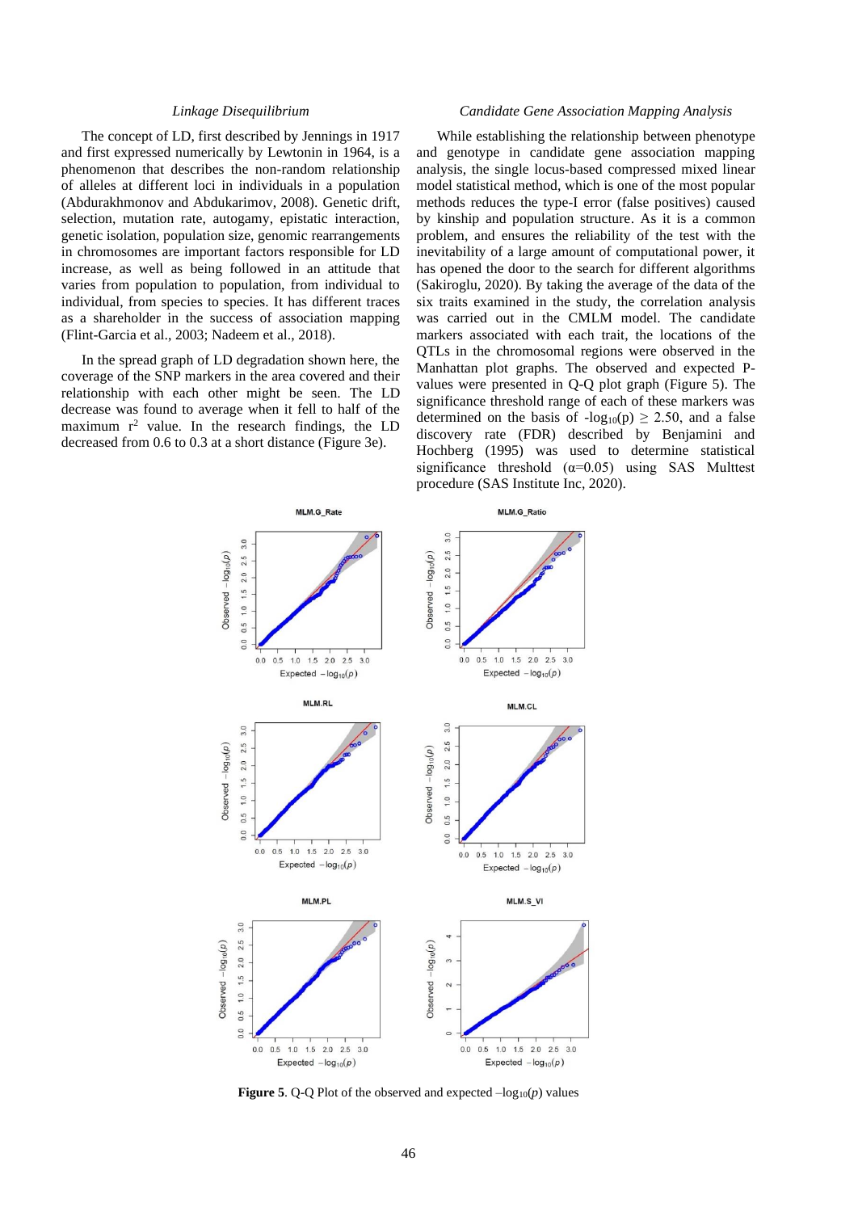### *Linkage Disequilibrium*

The concept of LD, first described by Jennings in 1917 and first expressed numerically by Lewtonin in 1964, is a phenomenon that describes the non-random relationship of alleles at different loci in individuals in a population (Abdurakhmonov and Abdukarimov, 2008). Genetic drift, selection, mutation rate, autogamy, epistatic interaction, genetic isolation, population size, genomic rearrangements in chromosomes are important factors responsible for LD increase, as well as being followed in an attitude that varies from population to population, from individual to individual, from species to species. It has different traces as a shareholder in the success of association mapping (Flint-Garcia et al., 2003; Nadeem et al., 2018).

In the spread graph of LD degradation shown here, the coverage of the SNP markers in the area covered and their relationship with each other might be seen. The LD decrease was found to average when it fell to half of the maximum $r^2$ value. In the research findings, the LD decreased from 0.6 to 0.3 at a short distance (Figure 3e).

### *Candidate Gene Association Mapping Analysis*

While establishing the relationship between phenotype and genotype in candidate gene association mapping analysis, the single locus-based compressed mixed linear model statistical method, which is one of the most popular methods reduces the type-I error (false positives) caused by kinship and population structure. As it is a common problem, and ensures the reliability of the test with the inevitability of a large amount of computational power, it has opened the door to the search for different algorithms (Sakiroglu, 2020). By taking the average of the data of the six traits examined in the study, the correlation analysis was carried out in the CMLM model. The candidate markers associated with each trait, the locations of the QTLs in the chromosomal regions were observed in the Manhattan plot graphs. The observed and expected P-values were presented in Q-Q plot graph (Figure 5). The significance threshold range of each of these markers was determined on the basis of $-\log_{10}(p) \geq 2.50$, and a false discovery rate (FDR) described by Benjamini and Hochberg (1995) was used to determine statistical significance threshold ($\alpha$=0.05) using SAS Multtest procedure (SAS Institute Inc, 2020).

**Figure 5**. Q-Q Plot of the observed and expected $-\log_{10}(p)$ values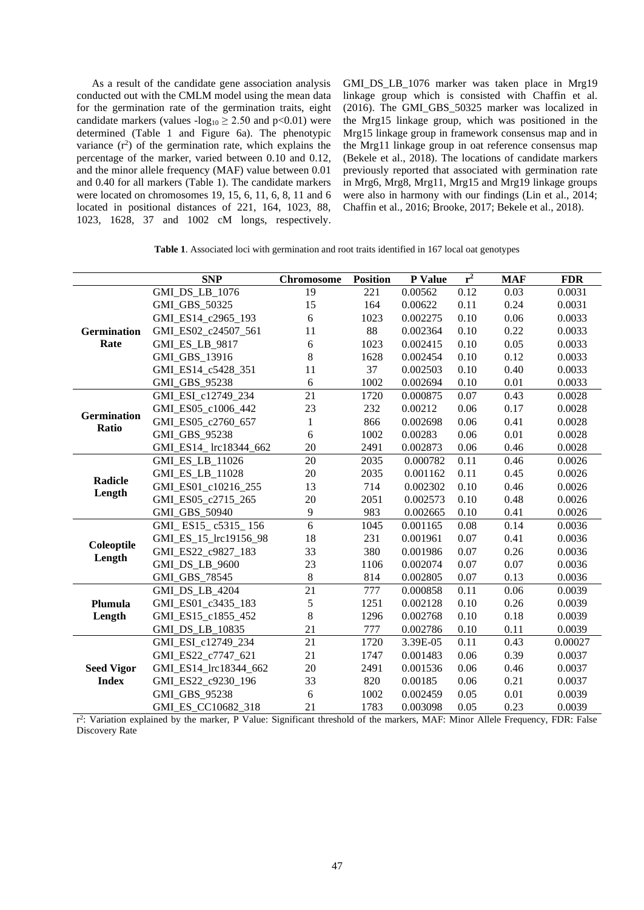As a result of the candidate gene association analysis conducted out with the CMLM model using the mean data for the germination rate of the germination traits, eight candidate markers (values $-\log_{10} \geq 2.50$ and $p<0.01$) were determined (Table 1 and Figure 6a). The phenotypic variance ($r^2$) of the germination rate, which explains the percentage of the marker, varied between 0.10 and 0.12, and the minor allele frequency (MAF) value between 0.01 and 0.40 for all markers (Table 1). The candidate markers were located on chromosomes 19, 15, 6, 11, 6, 8, 11 and 6 located in positional distances of 221, 164, 1023, 88, 1023, 1628, 37 and 1002 cM longs, respectively. GMI_DS_LB_1076 marker was taken place in Mrg19 linkage group which is consisted with Chaffin et al. (2016). The GMI_GBS_50325 marker was localized in the Mrg15 linkage group, which was positioned in the Mrg15 linkage group in framework consensus map and in the Mrg11 linkage group in oat reference consensus map (Bekele et al., 2018). The locations of candidate markers previously reported that associated with germination rate in Mrg6, Mrg8, Mrg11, Mrg15 and Mrg19 linkage groups were also in harmony with our findings (Lin et al., 2014; Chaffin et al., 2016; Brooke, 2017; Bekele et al., 2018).

**Table 1**. Associated loci with germination and root traits identified in 167 local oat genotypes

| | SNP | Chromosome | Position | P Value | $r^2$ | MAF | FDR |
|---|---|---|---|---|---|---|---|
| **Germination Rate** | GMI_DS_LB_1076 | 19 | 221 | 0.00562 | 0.12 | 0.03 | 0.0031 |
| | GMI_GBS_50325 | 15 | 164 | 0.00622 | 0.11 | 0.24 | 0.0031 |
| | GMI_ES14_c2965_193 | 6 | 1023 | 0.002275 | 0.10 | 0.06 | 0.0033 |
| | GMI_ES02_c24507_561 | 11 | 88 | 0.002364 | 0.10 | 0.22 | 0.0033 |
| | GMI_ES_LB_9817 | 6 | 1023 | 0.002415 | 0.10 | 0.05 | 0.0033 |
| | GMI_GBS_13916 | 8 | 1628 | 0.002454 | 0.10 | 0.12 | 0.0033 |
| | GMI_ES14_c5428_351 | 11 | 37 | 0.002503 | 0.10 | 0.40 | 0.0033 |
| | GMI_GBS_95238 | 6 | 1002 | 0.002694 | 0.10 | 0.01 | 0.0033 |
| **Germination Ratio** | GMI_ESI_c12749_234 | 21 | 1720 | 0.000875 | 0.07 | 0.43 | 0.0028 |
| | GMI_ES05_c1006_442 | 23 | 232 | 0.00212 | 0.06 | 0.17 | 0.0028 |
| | GMI_ES05_c2760_657 | 1 | 866 | 0.002698 | 0.06 | 0.41 | 0.0028 |
| | GMI_GBS_95238 | 6 | 1002 | 0.00283 | 0.06 | 0.01 | 0.0028 |
| | GMI_ES14_ lrc18344_662 | 20 | 2491 | 0.002873 | 0.06 | 0.46 | 0.0028 |
| **Radicle Length** | GMI_ES_LB_11026 | 20 | 2035 | 0.000782 | 0.11 | 0.46 | 0.0026 |
| | GMI_ES_LB_11028 | 20 | 2035 | 0.001162 | 0.11 | 0.45 | 0.0026 |
| | GMI_ES01_c10216_255 | 13 | 714 | 0.002302 | 0.10 | 0.46 | 0.0026 |
| | GMI_ES05_c2715_265 | 20 | 2051 | 0.002573 | 0.10 | 0.48 | 0.0026 |
| | GMI_GBS_50940 | 9 | 983 | 0.002665 | 0.10 | 0.41 | 0.0026 |
| **Coleoptile Length** | GMI_ ES15_ c5315_ 156 | 6 | 1045 | 0.001165 | 0.08 | 0.14 | 0.0036 |
| | GMI_ES_15_lrc19156_98 | 18 | 231 | 0.001961 | 0.07 | 0.41 | 0.0036 |
| | GMI_ES22_c9827_183 | 33 | 380 | 0.001986 | 0.07 | 0.26 | 0.0036 |
| | GMI_DS_LB_9600 | 23 | 1106 | 0.002074 | 0.07 | 0.07 | 0.0036 |
| | GMI_GBS_78545 | 8 | 814 | 0.002805 | 0.07 | 0.13 | 0.0036 |
| **Plumula Length** | GMI_DS_LB_4204 | 21 | 777 | 0.000858 | 0.11 | 0.06 | 0.0039 |
| | GMI_ES01_c3435_183 | 5 | 1251 | 0.002128 | 0.10 | 0.26 | 0.0039 |
| | GMI_ES15_c1855_452 | 8 | 1296 | 0.002768 | 0.10 | 0.18 | 0.0039 |
| | GMI_DS_LB_10835 | 21 | 777 | 0.002786 | 0.10 | 0.11 | 0.0039 |
| **Seed Vigor Index** | GMI_ESI_c12749_234 | 21 | 1720 | 3.39E-05 | 0.11 | 0.43 | 0.00027 |
| | GMI_ES22_c7747_621 | 21 | 1747 | 0.001483 | 0.06 | 0.39 | 0.0037 |
| | GMI_ES14_lrc18344_662 | 20 | 2491 | 0.001536 | 0.06 | 0.46 | 0.0037 |
| | GMI_ES22_c9230_196 | 33 | 820 | 0.00185 | 0.06 | 0.21 | 0.0037 |
| | GMI_GBS_95238 | 6 | 1002 | 0.002459 | 0.05 | 0.01 | 0.0039 |
| | GMI_ES_CC10682_318 | 21 | 1783 | 0.003098 | 0.05 | 0.23 | 0.0039 |

$r^2$: Variation explained by the marker, P Value: Significant threshold of the markers, MAF: Minor Allele Frequency, FDR: False Discovery Rate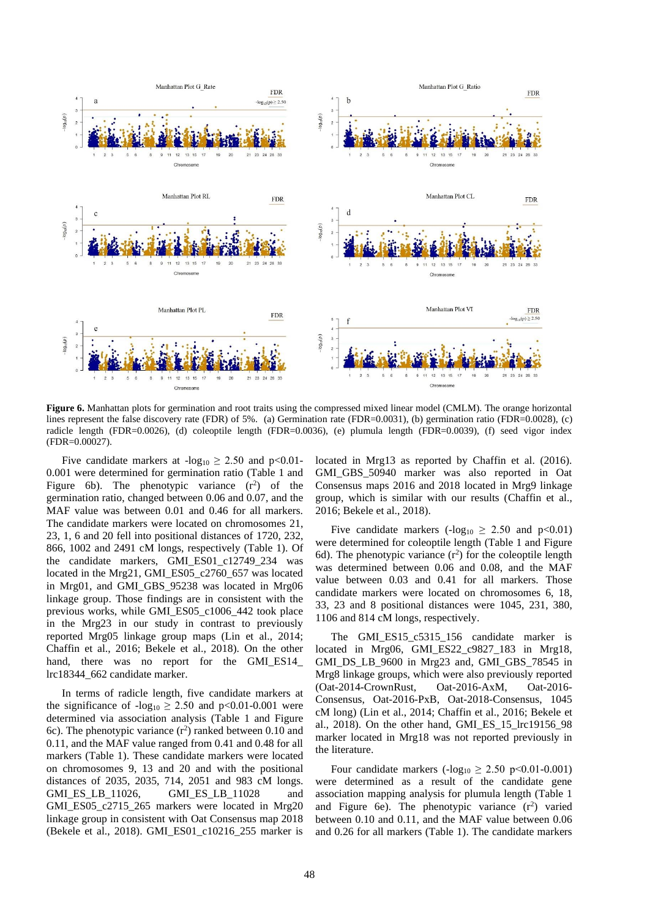**Figure 6.** Manhattan plots for germination and root traits using the compressed mixed linear model (CMLM). The orange horizontal lines represent the false discovery rate (FDR) of 5%. (a) Germination rate (FDR=0.0031), (b) germination ratio (FDR=0.0028), (c) radicle length (FDR=0.0026), (d) coleoptile length (FDR=0.0036), (e) plumula length (FDR=0.0039), (f) seed vigor index (FDR=0.00027).

Five candidate markers at $-\log_{10} \geq 2.50$ and p<0.01-0.001 were determined for germination ratio (Table 1 and Figure 6b). The phenotypic variance ($r^2$) of the germination ratio, changed between 0.06 and 0.07, and the MAF value was between 0.01 and 0.46 for all markers. The candidate markers were located on chromosomes 21, 23, 1, 6 and 20 fell into positional distances of 1720, 232, 866, 1002 and 2491 cM longs, respectively (Table 1). Of the candidate markers, GMI_ES01_c12749_234 was located in the Mrg21, GMI_ES05_c2760_657 was located in Mrg01, and GMI_GBS_95238 was located in Mrg06 linkage group. Those findings are in consistent with the previous works, while GMI_ES05_c1006_442 took place in the Mrg23 in our study in contrast to previously reported Mrg05 linkage group maps (Lin et al., 2014; Chaffin et al., 2016; Bekele et al., 2018). On the other hand, there was no report for the GMI_ES14_lrc18344_662 candidate marker.

In terms of radicle length, five candidate markers at the significance of $-\log_{10} \geq 2.50$ and p<0.01-0.001 were determined via association analysis (Table 1 and Figure 6c). The phenotypic variance ($r^2$) ranked between 0.10 and 0.11, and the MAF value ranged from 0.41 and 0.48 for all markers (Table 1). These candidate markers were located on chromosomes 9, 13 and 20 and with the positional distances of 2035, 2035, 714, 2051 and 983 cM longs. GMI_ES_LB_11026, GMI_ES_LB_11028 and GMI_ES05_c2715_265 markers were located in Mrg20 linkage group in consistent with Oat Consensus map 2018 (Bekele et al., 2018). GMI_ES01_c10216_255 marker is located in Mrg13 as reported by Chaffin et al. (2016). GMI_GBS_50940 marker was also reported in Oat Consensus maps 2016 and 2018 located in Mrg9 linkage group, which is similar with our results (Chaffin et al., 2016; Bekele et al., 2018).

Five candidate markers ($-\log_{10} \geq 2.50$ and p<0.01) were determined for coleoptile length (Table 1 and Figure 6d). The phenotypic variance ($r^2$) for the coleoptile length was determined between 0.06 and 0.08, and the MAF value between 0.03 and 0.41 for all markers. Those candidate markers were located on chromosomes 6, 18, 33, 23 and 8 positional distances were 1045, 231, 380, 1106 and 814 cM longs, respectively.

The GMI_ES15_c5315_156 candidate marker is located in Mrg06, GMI_ES22_c9827_183 in Mrg18, GMI_DS_LB_9600 in Mrg23 and, GMI_GBS_78545 in Mrg8 linkage groups, which were also previously reported (Oat-2014-CrownRust, Oat-2016-AxM, Oat-2016-Consensus, Oat-2016-PxB, Oat-2018-Consensus, 1045 cM long) (Lin et al., 2014; Chaffin et al., 2016; Bekele et al., 2018). On the other hand, GMI_ES_15_lrc19156_98 marker located in Mrg18 was not reported previously in the literature.

Four candidate markers ($-\log_{10} \geq 2.50$ p<0.01-0.001) were determined as a result of the candidate gene association mapping analysis for plumula length (Table 1 and Figure 6e). The phenotypic variance ($r^2$) varied between 0.10 and 0.11, and the MAF value between 0.06 and 0.26 for all markers (Table 1). The candidate markers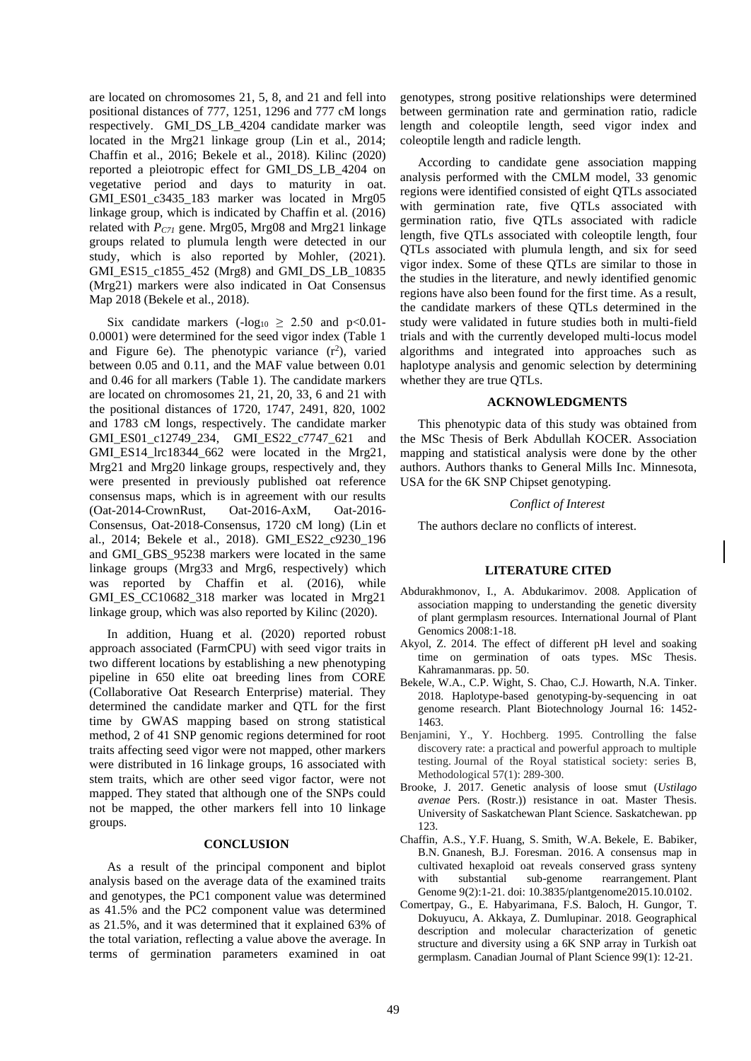are located on chromosomes 21, 5, 8, and 21 and fell into positional distances of 777, 1251, 1296 and 777 cM longs respectively. GMI_DS_LB_4204 candidate marker was located in the Mrg21 linkage group (Lin et al., 2014; Chaffin et al., 2016; Bekele et al., 2018). Kilinc (2020) reported a pleiotropic effect for GMI_DS_LB_4204 on vegetative period and days to maturity in oat. GMI_ES01_c3435_183 marker was located in Mrg05 linkage group, which is indicated by Chaffin et al. (2016) related with $P_{C71}$ gene. Mrg05, Mrg08 and Mrg21 linkage groups related to plumula length were detected in our study, which is also reported by Mohler, (2021). GMI_ES15_c1855_452 (Mrg8) and GMI_DS_LB_10835 (Mrg21) markers were also indicated in Oat Consensus Map 2018 (Bekele et al., 2018).

Six candidate markers ($-\log_{10} \geq 2.50$ and $p<0.01$-$0.0001$) were determined for the seed vigor index (Table 1 and Figure 6e). The phenotypic variance ($r^2$), varied between 0.05 and 0.11, and the MAF value between 0.01 and 0.46 for all markers (Table 1). The candidate markers are located on chromosomes 21, 21, 20, 33, 6 and 21 with the positional distances of 1720, 1747, 2491, 820, 1002 and 1783 cM longs, respectively. The candidate marker GMI_ES01_c12749_234, GMI_ES22_c7747_621 and GMI_ES14_lrc18344_662 were located in the Mrg21, Mrg21 and Mrg20 linkage groups, respectively and, they were presented in previously published oat reference consensus maps, which is in agreement with our results (Oat-2014-CrownRust, Oat-2016-AxM, Oat-2016-Consensus, Oat-2018-Consensus, 1720 cM long) (Lin et al., 2014; Bekele et al., 2018). GMI_ES22_c9230_196 and GMI_GBS_95238 markers were located in the same linkage groups (Mrg33 and Mrg6, respectively) which was reported by Chaffin et al. (2016), while GMI_ES_CC10682_318 marker was located in Mrg21 linkage group, which was also reported by Kilinc (2020).

In addition, Huang et al. (2020) reported robust approach associated (FarmCPU) with seed vigor traits in two different locations by establishing a new phenotyping pipeline in 650 elite oat breeding lines from CORE (Collaborative Oat Research Enterprise) material. They determined the candidate marker and QTL for the first time by GWAS mapping based on strong statistical method, 2 of 41 SNP genomic regions determined for root traits affecting seed vigor were not mapped, other markers were distributed in 16 linkage groups, 16 associated with stem traits, which are other seed vigor factor, were not mapped. They stated that although one of the SNPs could not be mapped, the other markers fell into 10 linkage groups.

## CONCLUSION

As a result of the principal component and biplot analysis based on the average data of the examined traits and genotypes, the PC1 component value was determined as 41.5% and the PC2 component value was determined as 21.5%, and it was determined that it explained 63% of the total variation, reflecting a value above the average. In terms of germination parameters examined in oat genotypes, strong positive relationships were determined between germination rate and germination ratio, radicle length and coleoptile length, seed vigor index and coleoptile length and radicle length.

According to candidate gene association mapping analysis performed with the CMLM model, 33 genomic regions were identified consisted of eight QTLs associated with germination rate, five QTLs associated with germination ratio, five QTLs associated with radicle length, five QTLs associated with coleoptile length, four QTLs associated with plumula length, and six for seed vigor index. Some of these QTLs are similar to those in the studies in the literature, and newly identified genomic regions have also been found for the first time. As a result, the candidate markers of these QTLs determined in the study were validated in future studies both in multi-field trials and with the currently developed multi-locus model algorithms and integrated into approaches such as haplotype analysis and genomic selection by determining whether they are true QTLs.

## ACKNOWLEDGMENTS

This phenotypic data of this study was obtained from the MSc Thesis of Berk Abdullah KOCER. Association mapping and statistical analysis were done by the other authors. Authors thanks to General Mills Inc. Minnesota, USA for the 6K SNP Chipset genotyping.

*Conflict of Interest*

The authors declare no conflicts of interest.

## LITERATURE CITED

Abdurakhmonov, I., A. Abdukarimov. 2008. Application of association mapping to understanding the genetic diversity of plant germplasm resources. International Journal of Plant Genomics 2008:1-18.

Akyol, Z. 2014. The effect of different pH level and soaking time on germination of oats types. MSc Thesis. Kahramanmaras. pp. 50.

Bekele, W.A., C.P. Wight, S. Chao, C.J. Howarth, N.A. Tinker. 2018. Haplotype-based genotyping-by-sequencing in oat genome research. Plant Biotechnology Journal 16: 1452-1463.

Benjamini, Y., Y. Hochberg. 1995. Controlling the false discovery rate: a practical and powerful approach to multiple testing. Journal of the Royal statistical society: series B, Methodological 57(1): 289-300.

Brooke, J. 2017. Genetic analysis of loose smut (*Ustilago avenae* Pers. (Rostr.)) resistance in oat. Master Thesis. University of Saskatchewan Plant Science. Saskatchewan. pp 123.

Chaffin, A.S., Y.F. Huang, S. Smith, W.A. Bekele, E. Babiker, B.N. Gnanesh, B.J. Foresman. 2016. A consensus map in cultivated hexaploid oat reveals conserved grass synteny with substantial sub-genome rearrangement. Plant Genome 9(2):1-21. doi: 10.3835/plantgenome2015.10.0102.

Comertpay, G., E. Habyarimana, F.S. Baloch, H. Gungor, T. Dokuyucu, A. Akkaya, Z. Dumlupinar. 2018. Geographical description and molecular characterization of genetic structure and diversity using a 6K SNP array in Turkish oat germplasm. Canadian Journal of Plant Science 99(1): 12-21.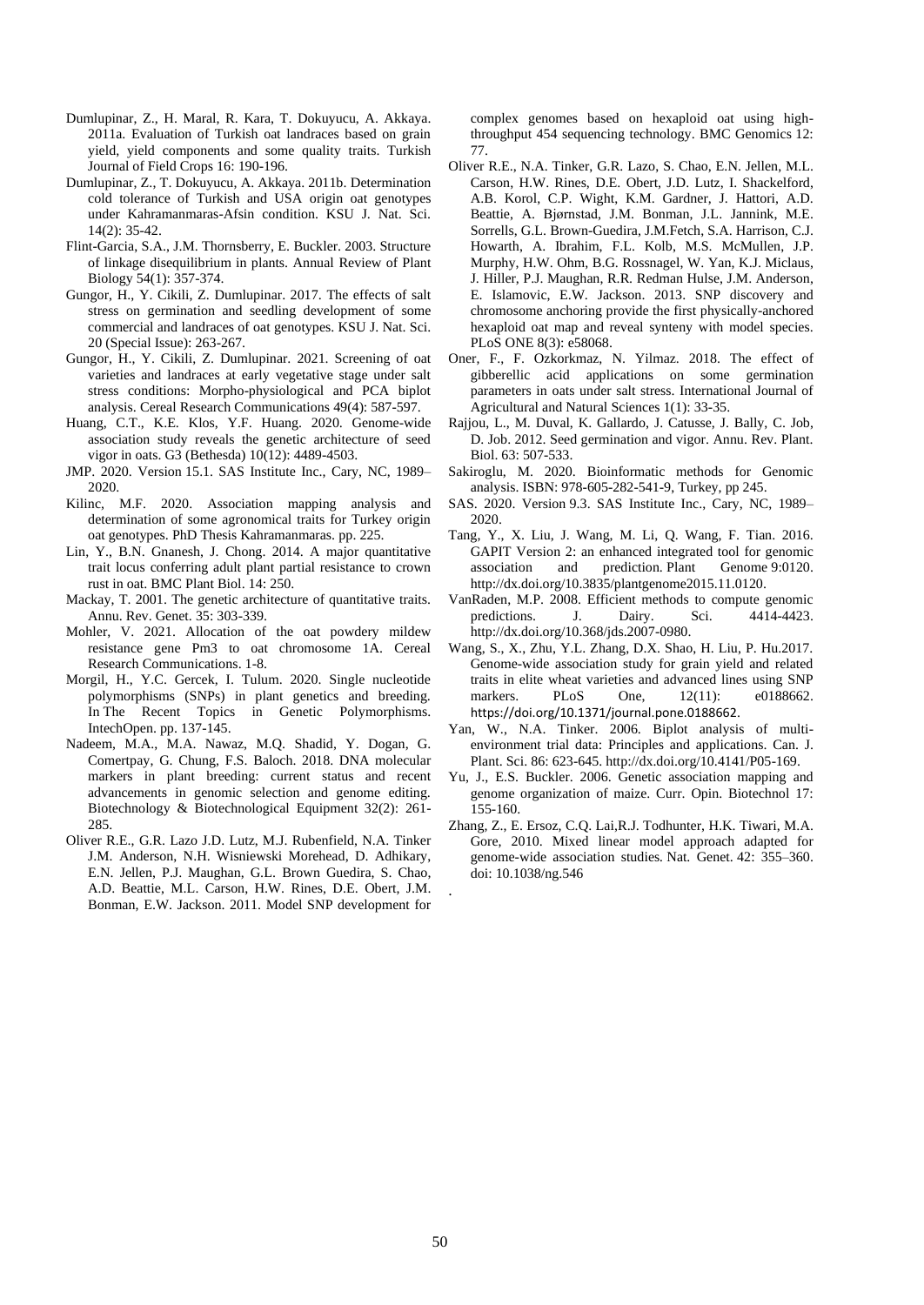Dumlupinar, Z., H. Maral, R. Kara, T. Dokuyucu, A. Akkaya. 2011a. Evaluation of Turkish oat landraces based on grain yield, yield components and some quality traits. Turkish Journal of Field Crops 16: 190-196.

Dumlupinar, Z., T. Dokuyucu, A. Akkaya. 2011b. Determination cold tolerance of Turkish and USA origin oat genotypes under Kahramanmaras-Afsin condition. KSU J. Nat. Sci. 14(2): 35-42.

Flint-Garcia, S.A., J.M. Thornsberry, E. Buckler. 2003. Structure of linkage disequilibrium in plants. Annual Review of Plant Biology 54(1): 357-374.

Gungor, H., Y. Cikili, Z. Dumlupinar. 2017. The effects of salt stress on germination and seedling development of some commercial and landraces of oat genotypes. KSU J. Nat. Sci. 20 (Special Issue): 263-267.

Gungor, H., Y. Cikili, Z. Dumlupinar. 2021. Screening of oat varieties and landraces at early vegetative stage under salt stress conditions: Morpho-physiological and PCA biplot analysis. Cereal Research Communications 49(4): 587-597.

Huang, C.T., K.E. Klos, Y.F. Huang. 2020. Genome-wide association study reveals the genetic architecture of seed vigor in oats. G3 (Bethesda) 10(12): 4489-4503.

JMP. 2020. Version 15.1. SAS Institute Inc., Cary, NC, 1989–2020.

Kilinc, M.F. 2020. Association mapping analysis and determination of some agronomical traits for Turkey origin oat genotypes. PhD Thesis Kahramanmaras. pp. 225.

Lin, Y., B.N. Gnanesh, J. Chong. 2014. A major quantitative trait locus conferring adult plant partial resistance to crown rust in oat. BMC Plant Biol. 14: 250.

Mackay, T. 2001. The genetic architecture of quantitative traits. Annu. Rev. Genet. 35: 303-339.

Mohler, V. 2021. Allocation of the oat powdery mildew resistance gene Pm3 to oat chromosome 1A. Cereal Research Communications. 1-8.

Morgil, H., Y.C. Gercek, I. Tulum. 2020. Single nucleotide polymorphisms (SNPs) in plant genetics and breeding. In The Recent Topics in Genetic Polymorphisms. IntechOpen. pp. 137-145.

Nadeem, M.A., M.A. Nawaz, M.Q. Shadid, Y. Dogan, G. Comertpay, G. Chung, F.S. Baloch. 2018. DNA molecular markers in plant breeding: current status and recent advancements in genomic selection and genome editing. Biotechnology & Biotechnological Equipment 32(2): 261-285.

Oliver R.E., G.R. Lazo J.D. Lutz, M.J. Rubenfield, N.A. Tinker J.M. Anderson, N.H. Wisniewski Morehead, D. Adhikary, E.N. Jellen, P.J. Maughan, G.L. Brown Guedira, S. Chao, A.D. Beattie, M.L. Carson, H.W. Rines, D.E. Obert, J.M. Bonman, E.W. Jackson. 2011. Model SNP development for complex genomes based on hexaploid oat using high-throughput 454 sequencing technology. BMC Genomics 12: 77.

Oliver R.E., N.A. Tinker, G.R. Lazo, S. Chao, E.N. Jellen, M.L. Carson, H.W. Rines, D.E. Obert, J.D. Lutz, I. Shackelford, A.B. Korol, C.P. Wight, K.M. Gardner, J. Hattori, A.D. Beattie, A. Bjørnstad, J.M. Bonman, J.L. Jannink, M.E. Sorrells, G.L. Brown-Guedira, J.M.Fetch, S.A. Harrison, C.J. Howarth, A. Ibrahim, F.L. Kolb, M.S. McMullen, J.P. Murphy, H.W. Ohm, B.G. Rossnagel, W. Yan, K.J. Miclaus, J. Hiller, P.J. Maughan, R.R. Redman Hulse, J.M. Anderson, E. Islamovic, E.W. Jackson. 2013. SNP discovery and chromosome anchoring provide the first physically-anchored hexaploid oat map and reveal synteny with model species. PLoS ONE 8(3): e58068.

Oner, F., F. Ozkorkmaz, N. Yilmaz. 2018. The effect of gibberellic acid applications on some germination parameters in oats under salt stress. International Journal of Agricultural and Natural Sciences 1(1): 33-35.

Rajjou, L., M. Duval, K. Gallardo, J. Catusse, J. Bally, C. Job, D. Job. 2012. Seed germination and vigor. Annu. Rev. Plant. Biol. 63: 507-533.

Sakiroglu, M. 2020. Bioinformatic methods for Genomic analysis. ISBN: 978-605-282-541-9, Turkey, pp 245.

SAS. 2020. Version 9.3. SAS Institute Inc., Cary, NC, 1989–2020.

Tang, Y., X. Liu, J. Wang, M. Li, Q. Wang, F. Tian. 2016. GAPIT Version 2: an enhanced integrated tool for genomic association and prediction. Plant Genome 9:0120. http://dx.doi.org/10.3835/plantgenome2015.11.0120.

VanRaden, M.P. 2008. Efficient methods to compute genomic predictions. J. Dairy. Sci. 4414-4423. http://dx.doi.org/10.368/jds.2007-0980.

Wang, S., X., Zhu, Y.L. Zhang, D.X. Shao, H. Liu, P. Hu.2017. Genome-wide association study for grain yield and related traits in elite wheat varieties and advanced lines using SNP markers. PLoS One, 12(11): e0188662. https://doi.org/10.1371/journal.pone.0188662.

Yan, W., N.A. Tinker. 2006. Biplot analysis of multi-environment trial data: Principles and applications. Can. J. Plant. Sci. 86: 623-645. http://dx.doi.org/10.4141/P05-169.

Yu, J., E.S. Buckler. 2006. Genetic association mapping and genome organization of maize. Curr. Opin. Biotechnol 17: 155-160.

Zhang, Z., E. Ersoz, C.Q. Lai,R.J. Todhunter, H.K. Tiwari, M.A. Gore, 2010. Mixed linear model approach adapted for genome-wide association studies. Nat. Genet. 42: 355–360. doi: 10.1038/ng.546